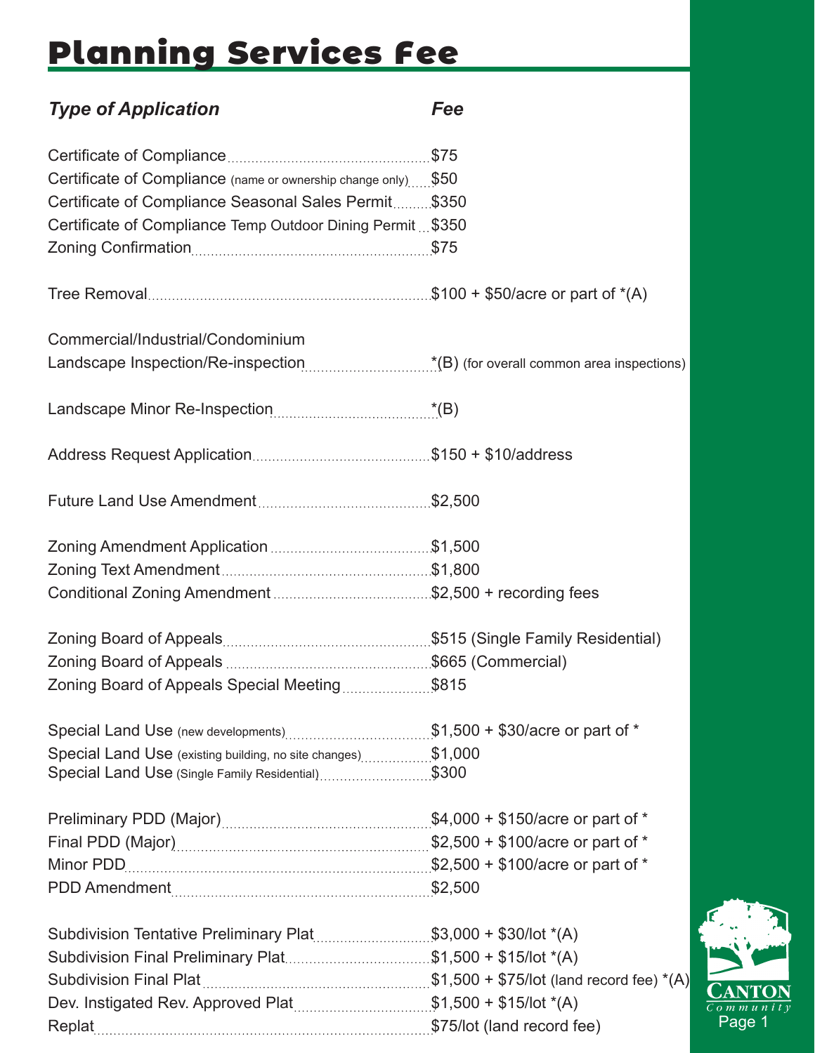# Planning Services Fee

| *Type of Application* | *Fee* |
|---|---|
| Certificate of Compliance | $75 |
| Certificate of Compliance (name or ownership change only) | $50 |
| Certificate of Compliance Seasonal Sales Permit | $350 |
| Certificate of Compliance Temp Outdoor Dining Permit | $350 |
| Zoning Confirmation | $75 |
| Tree Removal | $100 + $50/acre or part of *(A) |
| Commercial/Industrial/Condominium Landscape Inspection/Re-inspection | *(B) (for overall common area inspections) |
| Landscape Minor Re-Inspection | *(B) |
| Address Request Application | $150 + $10/address |
| Future Land Use Amendment | $2,500 |
| Zoning Amendment Application | $1,500 |
| Zoning Text Amendment | $1,800 |
| Conditional Zoning Amendment | $2,500 + recording fees |
| Zoning Board of Appeals | $515 (Single Family Residential) |
| Zoning Board of Appeals | $665 (Commercial) |
| Zoning Board of Appeals Special Meeting | $815 |
| Special Land Use (new developments) | $1,500 + $30/acre or part of * |
| Special Land Use (existing building, no site changes) | $1,000 |
| Special Land Use (Single Family Residential) | $300 |
| Preliminary PDD (Major) | $4,000 + $150/acre or part of * |
| Final PDD (Major) | $2,500 + $100/acre or part of * |
| Minor PDD | $2,500 + $100/acre or part of * |
| PDD Amendment | $2,500 |
| Subdivision Tentative Preliminary Plat | $3,000 + $30/lot *(A) |
| Subdivision Final Preliminary Plat | $1,500 + $15/lot *(A) |
| Subdivision Final Plat | $1,500 + $75/lot (land record fee) *(A) |
| Dev. Instigated Rev. Approved Plat | $1,500 + $15/lot *(A) |
| Replat | $75/lot (land record fee) |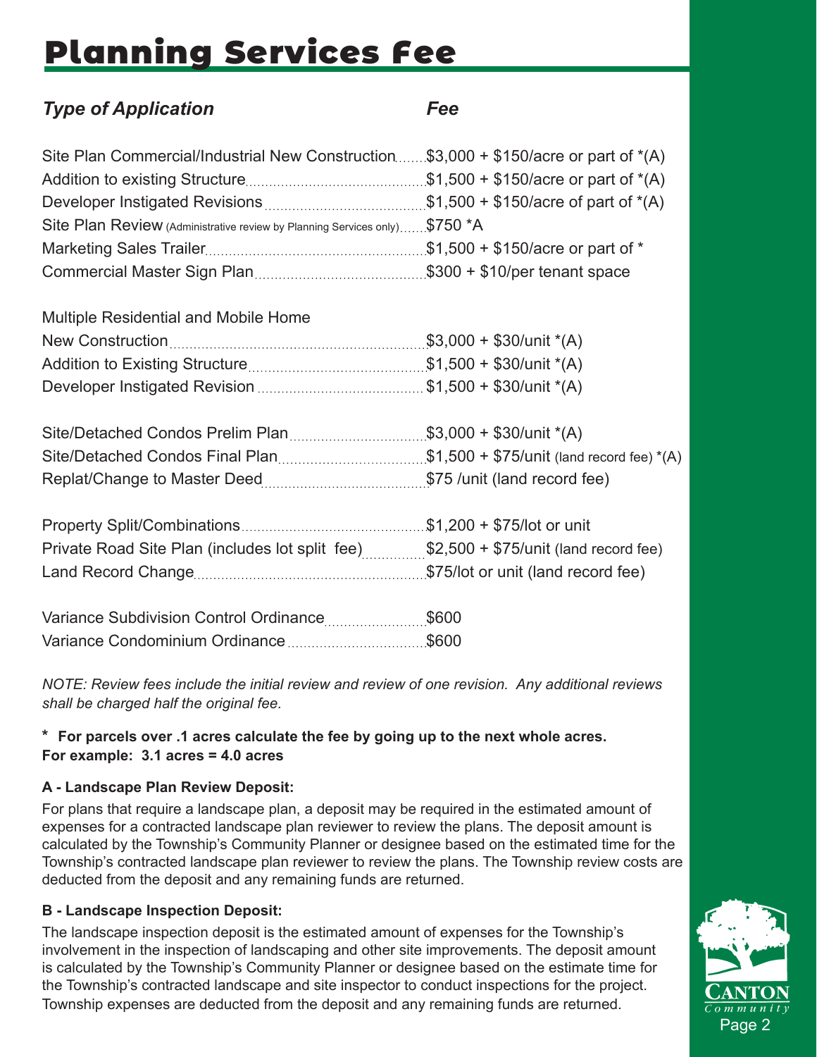# Planning Services Fee

| Type of Application | Fee |
|---|---|
| Site Plan Commercial/Industrial New Construction | $3,000 + $150/acre or part of *(A) |
| Addition to existing Structure | $1,500 + $150/acre or part of *(A) |
| Developer Instigated Revisions | $1,500 + $150/acre of part of *(A) |
| Site Plan Review (Administrative review by Planning Services only) | $750 *A |
| Marketing Sales Trailer | $1,500 + $150/acre or part of * |
| Commercial Master Sign Plan | $300 + $10/per tenant space |
| Multiple Residential and Mobile Home | |
| New Construction | $3,000 + $30/unit *(A) |
| Addition to Existing Structure | $1,500 + $30/unit *(A) |
| Developer Instigated Revision | $1,500 + $30/unit *(A) |
| Site/Detached Condos Prelim Plan | $3,000 + $30/unit *(A) |
| Site/Detached Condos Final Plan | $1,500 + $75/unit (land record fee) *(A) |
| Replat/Change to Master Deed | $75 /unit (land record fee) |
| Property Split/Combinations | $1,200 + $75/lot or unit |
| Private Road Site Plan (includes lot split fee) | $2,500 + $75/unit (land record fee) |
| Land Record Change | $75/lot or unit (land record fee) |
| Variance Subdivision Control Ordinance | $600 |
| Variance Condominium Ordinance | $600 |

*NOTE: Review fees include the initial review and review of one revision. Any additional reviews shall be charged half the original fee.*

**\* For parcels over .1 acres calculate the fee by going up to the next whole acres.**
**For example: 3.1 acres = 4.0 acres**

**A - Landscape Plan Review Deposit:**

For plans that require a landscape plan, a deposit may be required in the estimated amount of expenses for a contracted landscape plan reviewer to review the plans. The deposit amount is calculated by the Township's Community Planner or designee based on the estimated time for the Township's contracted landscape plan reviewer to review the plans. The Township review costs are deducted from the deposit and any remaining funds are returned.

**B - Landscape Inspection Deposit:**

The landscape inspection deposit is the estimated amount of expenses for the Township's involvement in the inspection of landscaping and other site improvements. The deposit amount is calculated by the Township's Community Planner or designee based on the estimate time for the Township's contracted landscape and site inspector to conduct inspections for the project. Township expenses are deducted from the deposit and any remaining funds are returned.